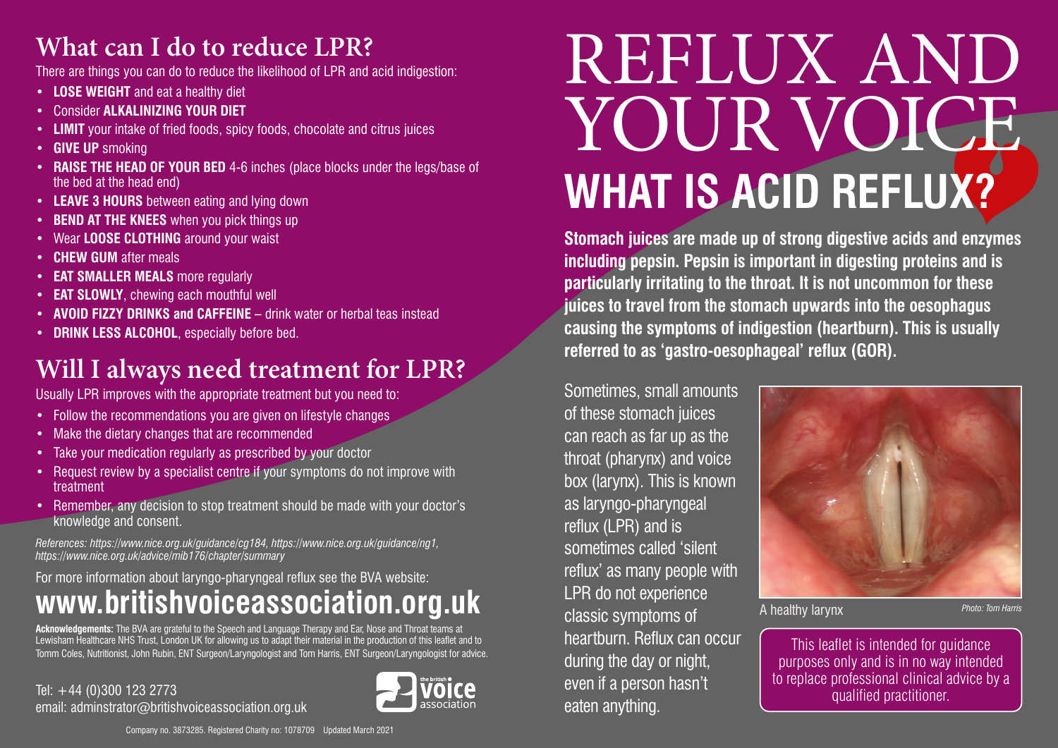# REFLUX AND YOUR VOICE

## WHAT IS ACID REFLUX?

**Stomach juices are made up of strong digestive acids and enzymes including pepsin. Pepsin is important in digesting proteins and is particularly irritating to the throat. It is not uncommon for these juices to travel from the stomach upwards into the oesophagus causing the symptoms of indigestion (heartburn). This is usually referred to as 'gastro-oesophageal' reflux (GOR).**

Sometimes, small amounts of these stomach juices can reach as far up as the throat (pharynx) and voice box (larynx). This is known as laryngo-pharyngeal reflux (LPR) and is sometimes called 'silent reflux' as many people with LPR do not experience classic symptoms of heartburn. Reflux can occur during the day or night, even if a person hasn't eaten anything.

A healthy larynx *Photo: Tom Harris*

This leaflet is intended for guidance purposes only and is in no way intended to replace professional clinical advice by a qualified practitioner.

## What can I do to reduce LPR?

There are things you can do to reduce the likelihood of LPR and acid indigestion:

- **LOSE WEIGHT** and eat a healthy diet
- Consider **ALKALINIZING YOUR DIET**
- **LIMIT** your intake of fried foods, spicy foods, chocolate and citrus juices
- **GIVE UP** smoking
- **RAISE THE HEAD OF YOUR BED** 4-6 inches (place blocks under the legs/base of the bed at the head end)
- **LEAVE 3 HOURS** between eating and lying down
- **BEND AT THE KNEES** when you pick things up
- Wear **LOOSE CLOTHING** around your waist
- **CHEW GUM** after meals
- **EAT SMALLER MEALS** more regularly
- **EAT SLOWLY**, chewing each mouthful well
- **AVOID FIZZY DRINKS and CAFFEINE** – drink water or herbal teas instead
- **DRINK LESS ALCOHOL**, especially before bed.

## Will I always need treatment for LPR?

Usually LPR improves with the appropriate treatment but you need to:

- Follow the recommendations you are given on lifestyle changes
- Make the dietary changes that are recommended
- Take your medication regularly as prescribed by your doctor
- Request review by a specialist centre if your symptoms do not improve with treatment
- Remember, any decision to stop treatment should be made with your doctor's knowledge and consent.

*References: https://www.nice.org.uk/guidance/cg184, https://www.nice.org.uk/guidance/ng1, https://www.nice.org.uk/advice/mib176/chapter/summary*

For more information about laryngo-pharyngeal reflux see the BVA website:

## www.britishvoiceassociation.org.uk

**Acknowledgements:** The BVA are grateful to the Speech and Language Therapy and Ear, Nose and Throat teams at Lewisham Healthcare NHS Trust, London UK for allowing us to adapt their material in the production of this leaflet and to Tomm Coles, Nutritionist, John Rubin, ENT Surgeon/Laryngologist and Tom Harris, ENT Surgeon/Laryngologist for advice.

Tel: +44 (0)300 123 2773
email: adminstrator@britishvoiceassociation.org.uk

the british voice association

Company no. 3873285. Registered Charity no: 1078709 Updated March 2021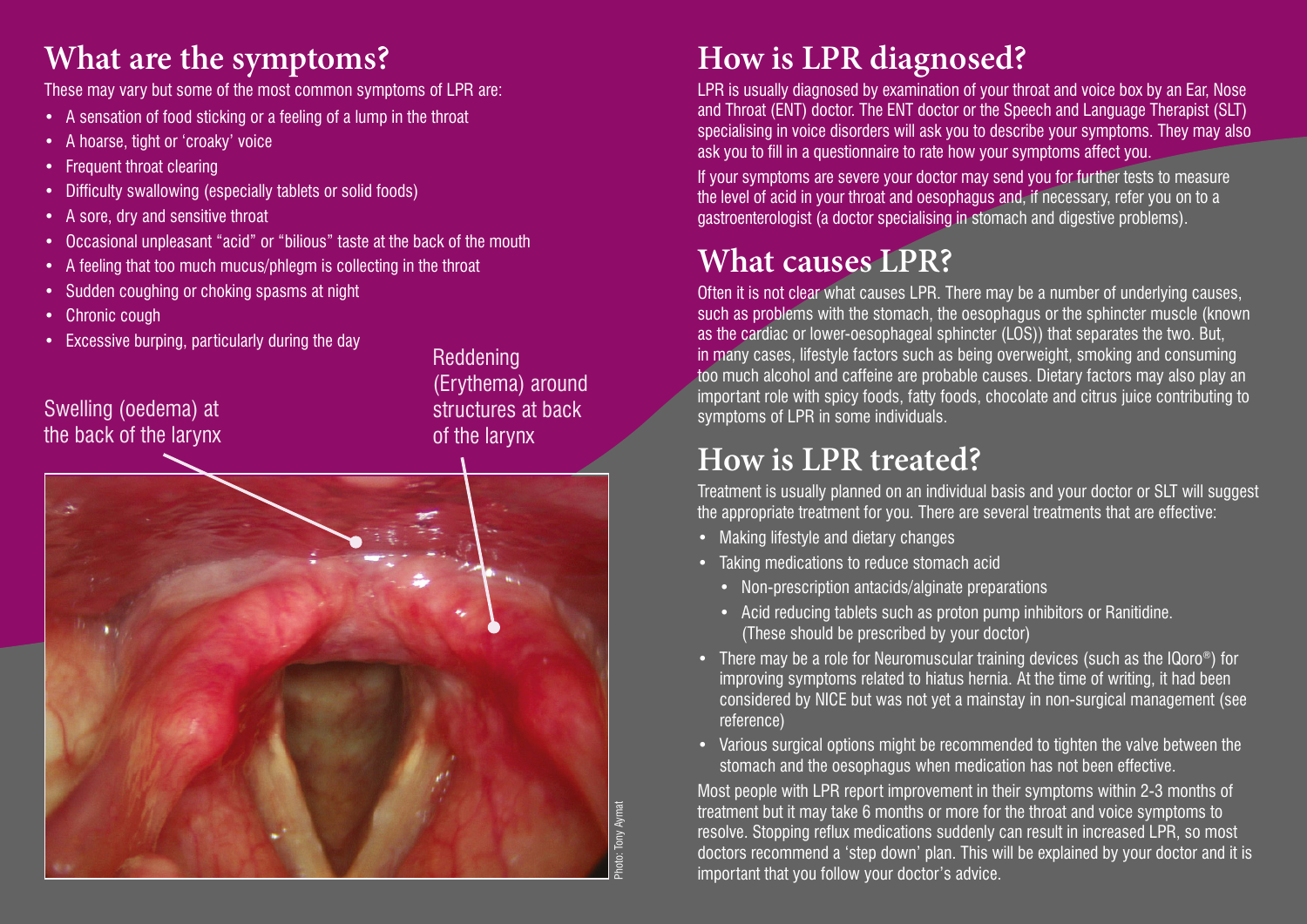## What are the symptoms?

These may vary but some of the most common symptoms of LPR are:

- A sensation of food sticking or a feeling of a lump in the throat
- A hoarse, tight or 'croaky' voice
- Frequent throat clearing
- Difficulty swallowing (especially tablets or solid foods)
- A sore, dry and sensitive throat
- Occasional unpleasant "acid" or "bilious" taste at the back of the mouth
- A feeling that too much mucus/phlegm is collecting in the throat
- Sudden coughing or choking spasms at night
- Chronic cough
- Excessive burping, particularly during the day

Swelling (oedema) at the back of the larynx

Reddening (Erythema) around structures at back of the larynx

Photo: Tony Aymat

## How is LPR diagnosed?

LPR is usually diagnosed by examination of your throat and voice box by an Ear, Nose and Throat (ENT) doctor. The ENT doctor or the Speech and Language Therapist (SLT) specialising in voice disorders will ask you to describe your symptoms. They may also ask you to fill in a questionnaire to rate how your symptoms affect you.

If your symptoms are severe your doctor may send you for further tests to measure the level of acid in your throat and oesophagus and, if necessary, refer you on to a gastroenterologist (a doctor specialising in stomach and digestive problems).

## What causes LPR?

Often it is not clear what causes LPR. There may be a number of underlying causes, such as problems with the stomach, the oesophagus or the sphincter muscle (known as the cardiac or lower-oesophageal sphincter (LOS)) that separates the two. But, in many cases, lifestyle factors such as being overweight, smoking and consuming too much alcohol and caffeine are probable causes. Dietary factors may also play an important role with spicy foods, fatty foods, chocolate and citrus juice contributing to symptoms of LPR in some individuals.

## How is LPR treated?

Treatment is usually planned on an individual basis and your doctor or SLT will suggest the appropriate treatment for you. There are several treatments that are effective:

- Making lifestyle and dietary changes
- Taking medications to reduce stomach acid
  - Non-prescription antacids/alginate preparations
  - Acid reducing tablets such as proton pump inhibitors or Ranitidine. (These should be prescribed by your doctor)
- There may be a role for Neuromuscular training devices (such as the IQoro®) for improving symptoms related to hiatus hernia. At the time of writing, it had been considered by NICE but was not yet a mainstay in non-surgical management (see reference)
- Various surgical options might be recommended to tighten the valve between the stomach and the oesophagus when medication has not been effective.

Most people with LPR report improvement in their symptoms within 2-3 months of treatment but it may take 6 months or more for the throat and voice symptoms to resolve. Stopping reflux medications suddenly can result in increased LPR, so most doctors recommend a 'step down' plan. This will be explained by your doctor and it is important that you follow your doctor's advice.